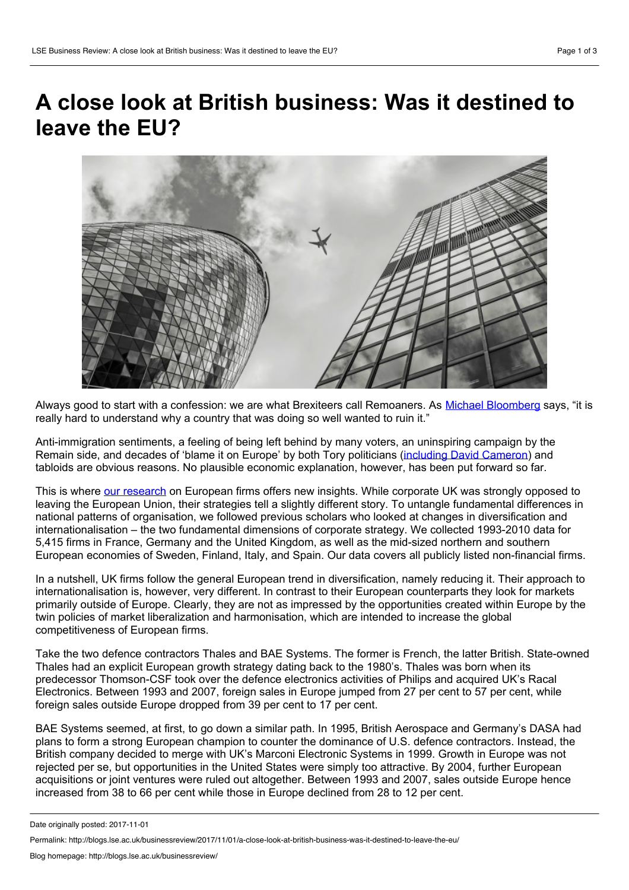# A close look at British business: Was it destined to leave the EU?

Always good to start with a confession: we are what Brexiteers call Remoaners. As Michael Bloomberg says, "it is really hard to understand why a country that was doing so well wanted to ruin it."

Anti-immigration sentiments, a feeling of being left behind by many voters, an uninspiring campaign by the Remain side, and decades of 'blame it on Europe' by both Tory politicians (including David Cameron) and tabloids are obvious reasons. No plausible economic explanation, however, has been put forward so far.

This is where our research on European firms offers new insights. While corporate UK was strongly opposed to leaving the European Union, their strategies tell a slightly different story. To untangle fundamental differences in national patterns of organisation, we followed previous scholars who looked at changes in diversification and internationalisation – the two fundamental dimensions of corporate strategy. We collected 1993-2010 data for 5,415 firms in France, Germany and the United Kingdom, as well as the mid-sized northern and southern European economies of Sweden, Finland, Italy, and Spain. Our data covers all publicly listed non-financial firms.

In a nutshell, UK firms follow the general European trend in diversification, namely reducing it. Their approach to internationalisation is, however, very different. In contrast to their European counterparts they look for markets primarily outside of Europe. Clearly, they are not as impressed by the opportunities created within Europe by the twin policies of market liberalization and harmonisation, which are intended to increase the global competitiveness of European firms.

Take the two defence contractors Thales and BAE Systems. The former is French, the latter British. State-owned Thales had an explicit European growth strategy dating back to the 1980's. Thales was born when its predecessor Thomson-CSF took over the defence electronics activities of Philips and acquired UK's Racal Electronics. Between 1993 and 2007, foreign sales in Europe jumped from 27 per cent to 57 per cent, while foreign sales outside Europe dropped from 39 per cent to 17 per cent.

BAE Systems seemed, at first, to go down a similar path. In 1995, British Aerospace and Germany's DASA had plans to form a strong European champion to counter the dominance of U.S. defence contractors. Instead, the British company decided to merge with UK's Marconi Electronic Systems in 1999. Growth in Europe was not rejected per se, but opportunities in the United States were simply too attractive. By 2004, further European acquisitions or joint ventures were ruled out altogether. Between 1993 and 2007, sales outside Europe hence increased from 38 to 66 per cent while those in Europe declined from 28 to 12 per cent.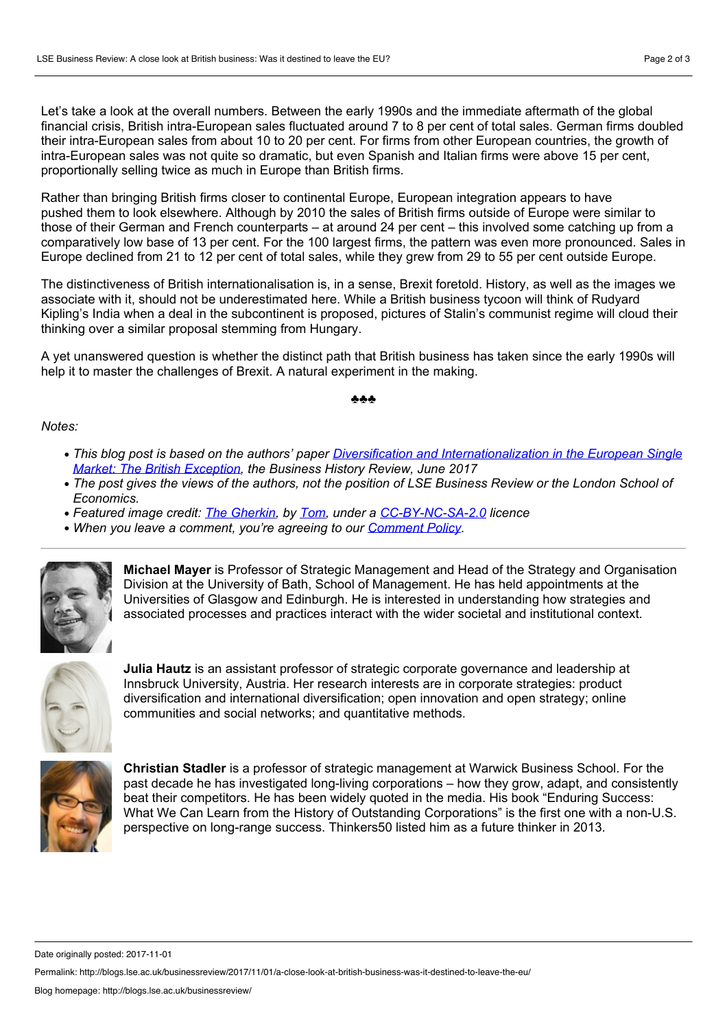Let's take a look at the overall numbers. Between the early 1990s and the immediate aftermath of the global financial crisis, British intra-European sales fluctuated around 7 to 8 per cent of total sales. German firms doubled their intra-European sales from about 10 to 20 per cent. For firms from other European countries, the growth of intra-European sales was not quite so dramatic, but even Spanish and Italian firms were above 15 per cent, proportionally selling twice as much in Europe than British firms.

Rather than bringing British firms closer to continental Europe, European integration appears to have pushed them to look elsewhere. Although by 2010 the sales of British firms outside of Europe were similar to those of their German and French counterparts – at around 24 per cent – this involved some catching up from a comparatively low base of 13 per cent. For the 100 largest firms, the pattern was even more pronounced. Sales in Europe declined from 21 to 12 per cent of total sales, while they grew from 29 to 55 per cent outside Europe.

The distinctiveness of British internationalisation is, in a sense, Brexit foretold. History, as well as the images we associate with it, should not be underestimated here. While a British business tycoon will think of Rudyard Kipling's India when a deal in the subcontinent is proposed, pictures of Stalin's communist regime will cloud their thinking over a similar proposal stemming from Hungary.

A yet unanswered question is whether the distinct path that British business has taken since the early 1990s will help it to master the challenges of Brexit. A natural experiment in the making.

♣♣♣

*Notes:*

- *This blog post is based on the authors' paper Diversification and Internationalization in the European Single Market: The British Exception, the Business History Review, June 2017*
- *The post gives the views of the authors, not the position of LSE Business Review or the London School of Economics.*
- *Featured image credit: The Gherkin, by Tom, under a CC-BY-NC-SA-2.0 licence*
- *When you leave a comment, you're agreeing to our Comment Policy.*

---

**Michael Mayer** is Professor of Strategic Management and Head of the Strategy and Organisation Division at the University of Bath, School of Management. He has held appointments at the Universities of Glasgow and Edinburgh. He is interested in understanding how strategies and associated processes and practices interact with the wider societal and institutional context.

**Julia Hautz** is an assistant professor of strategic corporate governance and leadership at Innsbruck University, Austria. Her research interests are in corporate strategies: product diversification and international diversification; open innovation and open strategy; online communities and social networks; and quantitative methods.

**Christian Stadler** is a professor of strategic management at Warwick Business School. For the past decade he has investigated long-living corporations – how they grow, adapt, and consistently beat their competitors. He has been widely quoted in the media. His book "Enduring Success: What We Can Learn from the History of Outstanding Corporations" is the first one with a non-U.S. perspective on long-range success. Thinkers50 listed him as a future thinker in 2013.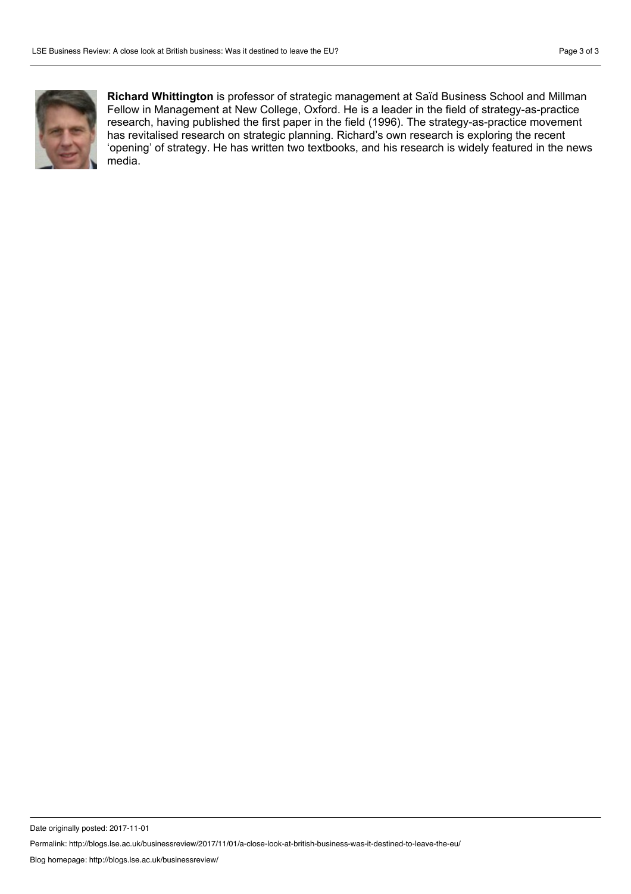**Richard Whittington** is professor of strategic management at Saïd Business School and Millman Fellow in Management at New College, Oxford. He is a leader in the field of strategy-as-practice research, having published the first paper in the field (1996). The strategy-as-practice movement has revitalised research on strategic planning. Richard's own research is exploring the recent 'opening' of strategy. He has written two textbooks, and his research is widely featured in the news media.

Date originally posted: 2017-11-01

Permalink: http://blogs.lse.ac.uk/businessreview/2017/11/01/a-close-look-at-british-business-was-it-destined-to-leave-the-eu/

Blog homepage: http://blogs.lse.ac.uk/businessreview/